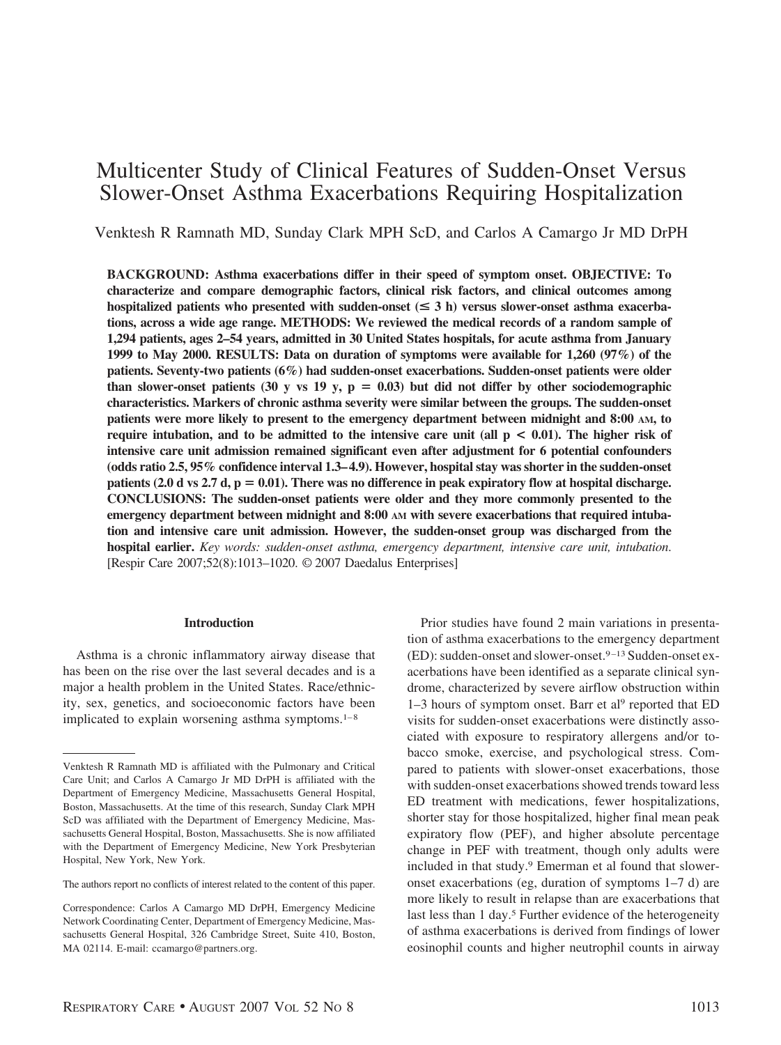# Multicenter Study of Clinical Features of Sudden-Onset Versus Slower-Onset Asthma Exacerbations Requiring Hospitalization

Venktesh R Ramnath MD, Sunday Clark MPH ScD, and Carlos A Camargo Jr MD DrPH

**BACKGROUND: Asthma exacerbations differ in their speed of symptom onset. OBJECTIVE: To characterize and compare demographic factors, clinical risk factors, and clinical outcomes among hospitalized patients who presented with sudden-onset (≤ 3 h) versus slower-onset asthma exacerbations, across a wide age range. METHODS: We reviewed the medical records of a random sample of 1,294 patients, ages 2–54 years, admitted in 30 United States hospitals, for acute asthma from January 1999 to May 2000. RESULTS: Data on duration of symptoms were available for 1,260 (97%) of the patients. Seventy-two patients (6%) had sudden-onset exacerbations. Sudden-onset patients were older than slower-onset patients (30 y vs 19 y, $p = 0.03$) but did not differ by other sociodemographic characteristics. Markers of chronic asthma severity were similar between the groups. The sudden-onset patients were more likely to present to the emergency department between midnight and 8:00 AM, to require intubation, and to be admitted to the intensive care unit (all $p < 0.01$). The higher risk of intensive care unit admission remained significant even after adjustment for 6 potential confounders (odds ratio 2.5, 95% confidence interval 1.3–4.9). However, hospital stay was shorter in the sudden-onset patients (2.0 d vs 2.7 d, $p = 0.01$). There was no difference in peak expiratory flow at hospital discharge. CONCLUSIONS: The sudden-onset patients were older and they more commonly presented to the emergency department between midnight and 8:00 AM with severe exacerbations that required intubation and intensive care unit admission. However, the sudden-onset group was discharged from the hospital earlier.** *Key words: sudden-onset asthma, emergency department, intensive care unit, intubation.* [Respir Care 2007;52(8):1013–1020. © 2007 Daedalus Enterprises]

## Introduction

Asthma is a chronic inflammatory airway disease that has been on the rise over the last several decades and is a major a health problem in the United States. Race/ethnicity, sex, genetics, and socioeconomic factors have been implicated to explain worsening asthma symptoms.[1–8]

Prior studies have found 2 main variations in presentation of asthma exacerbations to the emergency department (ED): sudden-onset and slower-onset.[9–13] Sudden-onset exacerbations have been identified as a separate clinical syndrome, characterized by severe airflow obstruction within 1–3 hours of symptom onset. Barr et al[9] reported that ED visits for sudden-onset exacerbations were distinctly associated with exposure to respiratory allergens and/or tobacco smoke, exercise, and psychological stress. Compared to patients with slower-onset exacerbations, those with sudden-onset exacerbations showed trends toward less ED treatment with medications, fewer hospitalizations, shorter stay for those hospitalized, higher final mean peak expiratory flow (PEF), and higher absolute percentage change in PEF with treatment, though only adults were included in that study.[9] Emerman et al found that slower-onset exacerbations (eg, duration of symptoms 1–7 d) are more likely to result in relapse than are exacerbations that last less than 1 day.[5] Further evidence of the heterogeneity of asthma exacerbations is derived from findings of lower eosinophil counts and higher neutrophil counts in airway

---

Venktesh R Ramnath MD is affiliated with the Pulmonary and Critical Care Unit; and Carlos A Camargo Jr MD DrPH is affiliated with the Department of Emergency Medicine, Massachusetts General Hospital, Boston, Massachusetts. At the time of this research, Sunday Clark MPH ScD was affiliated with the Department of Emergency Medicine, Massachusetts General Hospital, Boston, Massachusetts. She is now affiliated with the Department of Emergency Medicine, New York Presbyterian Hospital, New York, New York.

The authors report no conflicts of interest related to the content of this paper.

Correspondence: Carlos A Camargo MD DrPH, Emergency Medicine Network Coordinating Center, Department of Emergency Medicine, Massachusetts General Hospital, 326 Cambridge Street, Suite 410, Boston, MA 02114. E-mail: ccamargo@partners.org.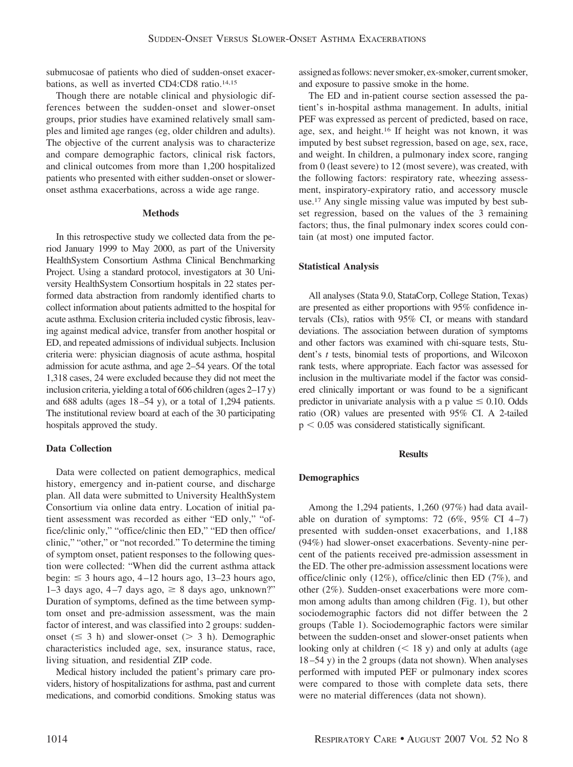submucosae of patients who died of sudden-onset exacerbations, as well as inverted CD4:CD8 ratio.[14,15]

Though there are notable clinical and physiologic differences between the sudden-onset and slower-onset groups, prior studies have examined relatively small samples and limited age ranges (eg, older children and adults). The objective of the current analysis was to characterize and compare demographic factors, clinical risk factors, and clinical outcomes from more than 1,200 hospitalized patients who presented with either sudden-onset or slower-onset asthma exacerbations, across a wide age range.

## Methods

In this retrospective study we collected data from the period January 1999 to May 2000, as part of the University HealthSystem Consortium Asthma Clinical Benchmarking Project. Using a standard protocol, investigators at 30 University HealthSystem Consortium hospitals in 22 states performed data abstraction from randomly identified charts to collect information about patients admitted to the hospital for acute asthma. Exclusion criteria included cystic fibrosis, leaving against medical advice, transfer from another hospital or ED, and repeated admissions of individual subjects. Inclusion criteria were: physician diagnosis of acute asthma, hospital admission for acute asthma, and age 2–54 years. Of the total 1,318 cases, 24 were excluded because they did not meet the inclusion criteria, yielding a total of 606 children (ages 2–17 y) and 688 adults (ages 18–54 y), or a total of 1,294 patients. The institutional review board at each of the 30 participating hospitals approved the study.

### Data Collection

Data were collected on patient demographics, medical history, emergency and in-patient course, and discharge plan. All data were submitted to University HealthSystem Consortium via online data entry. Location of initial patient assessment was recorded as either "ED only," "office/clinic only," "office/clinic then ED," "ED then office/clinic," "other," or "not recorded." To determine the timing of symptom onset, patient responses to the following question were collected: "When did the current asthma attack begin: ≤ 3 hours ago, 4–12 hours ago, 13–23 hours ago, 1–3 days ago, 4–7 days ago, ≥ 8 days ago, unknown?" Duration of symptoms, defined as the time between symptom onset and pre-admission assessment, was the main factor of interest, and was classified into 2 groups: sudden-onset (≤ 3 h) and slower-onset (> 3 h). Demographic characteristics included age, sex, insurance status, race, living situation, and residential ZIP code.

Medical history included the patient's primary care providers, history of hospitalizations for asthma, past and current medications, and comorbid conditions. Smoking status was assigned as follows: never smoker, ex-smoker, current smoker, and exposure to passive smoke in the home.

The ED and in-patient course section assessed the patient's in-hospital asthma management. In adults, initial PEF was expressed as percent of predicted, based on race, age, sex, and height.[16] If height was not known, it was imputed by best subset regression, based on age, sex, race, and weight. In children, a pulmonary index score, ranging from 0 (least severe) to 12 (most severe), was created, with the following factors: respiratory rate, wheezing assessment, inspiratory-expiratory ratio, and accessory muscle use.[17] Any single missing value was imputed by best subset regression, based on the values of the 3 remaining factors; thus, the final pulmonary index scores could contain (at most) one imputed factor.

### Statistical Analysis

All analyses (Stata 9.0, StataCorp, College Station, Texas) are presented as either proportions with 95% confidence intervals (CIs), ratios with 95% CI, or means with standard deviations. The association between duration of symptoms and other factors was examined with chi-square tests, Student's *t* tests, binomial tests of proportions, and Wilcoxon rank tests, where appropriate. Each factor was assessed for inclusion in the multivariate model if the factor was considered clinically important or was found to be a significant predictor in univariate analysis with a p value ≤ 0.10. Odds ratio (OR) values are presented with 95% CI. A 2-tailed $p < 0.05$ was considered statistically significant.

## Results

### Demographics

Among the 1,294 patients, 1,260 (97%) had data available on duration of symptoms: 72 (6%, 95% CI 4–7) presented with sudden-onset exacerbations, and 1,188 (94%) had slower-onset exacerbations. Seventy-nine percent of the patients received pre-admission assessment in the ED. The other pre-admission assessment locations were office/clinic only (12%), office/clinic then ED (7%), and other (2%). Sudden-onset exacerbations were more common among adults than among children (Fig. 1), but other sociodemographic factors did not differ between the 2 groups (Table 1). Sociodemographic factors were similar between the sudden-onset and slower-onset patients when looking only at children (< 18 y) and only at adults (age 18–54 y) in the 2 groups (data not shown). When analyses performed with imputed PEF or pulmonary index scores were compared to those with complete data sets, there were no material differences (data not shown).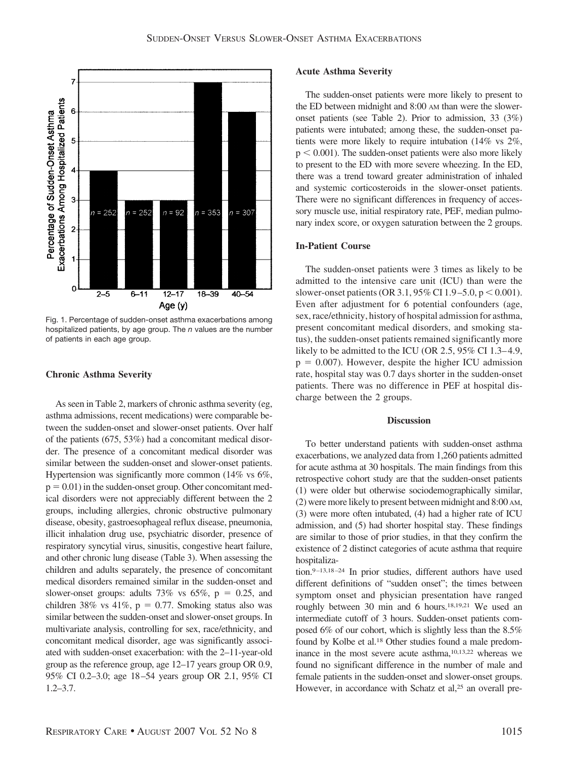Fig. 1. Percentage of sudden-onset asthma exacerbations among hospitalized patients, by age group. The *n* values are the number of patients in each age group.

### Chronic Asthma Severity

As seen in Table 2, markers of chronic asthma severity (eg, asthma admissions, recent medications) were comparable between the sudden-onset and slower-onset patients. Over half of the patients (675, 53%) had a concomitant medical disorder. The presence of a concomitant medical disorder was similar between the sudden-onset and slower-onset patients. Hypertension was significantly more common (14% vs 6%, $p = 0.01$) in the sudden-onset group. Other concomitant medical disorders were not appreciably different between the 2 groups, including allergies, chronic obstructive pulmonary disease, obesity, gastroesophageal reflux disease, pneumonia, illicit inhalation drug use, psychiatric disorder, presence of respiratory syncytial virus, sinusitis, congestive heart failure, and other chronic lung disease (Table 3). When assessing the children and adults separately, the presence of concomitant medical disorders remained similar in the sudden-onset and slower-onset groups: adults 73% vs 65%, $p = 0.25$, and children 38% vs 41%, $p = 0.77$. Smoking status also was similar between the sudden-onset and slower-onset groups. In multivariate analysis, controlling for sex, race/ethnicity, and concomitant medical disorder, age was significantly associated with sudden-onset exacerbation: with the 2–11-year-old group as the reference group, age 12–17 years group OR 0.9, 95% CI 0.2–3.0; age 18–54 years group OR 2.1, 95% CI 1.2–3.7.

### Acute Asthma Severity

The sudden-onset patients were more likely to present to the ED between midnight and 8:00 AM than were the slower-onset patients (see Table 2). Prior to admission, 33 (3%) patients were intubated; among these, the sudden-onset patients were more likely to require intubation (14% vs 2%, $p < 0.001$). The sudden-onset patients were also more likely to present to the ED with more severe wheezing. In the ED, there was a trend toward greater administration of inhaled and systemic corticosteroids in the slower-onset patients. There were no significant differences in frequency of accessory muscle use, initial respiratory rate, PEF, median pulmonary index score, or oxygen saturation between the 2 groups.

### In-Patient Course

The sudden-onset patients were 3 times as likely to be admitted to the intensive care unit (ICU) than were the slower-onset patients (OR 3.1, 95% CI 1.9–5.0, $p < 0.001$). Even after adjustment for 6 potential confounders (age, sex, race/ethnicity, history of hospital admission for asthma, present concomitant medical disorders, and smoking status), the sudden-onset patients remained significantly more likely to be admitted to the ICU (OR 2.5, 95% CI 1.3–4.9, $p = 0.007$). However, despite the higher ICU admission rate, hospital stay was 0.7 days shorter in the sudden-onset patients. There was no difference in PEF at hospital discharge between the 2 groups.

## Discussion

To better understand patients with sudden-onset asthma exacerbations, we analyzed data from 1,260 patients admitted for acute asthma at 30 hospitals. The main findings from this retrospective cohort study are that the sudden-onset patients (1) were older but otherwise sociodemographically similar, (2) were more likely to present between midnight and 8:00 AM, (3) were more often intubated, (4) had a higher rate of ICU admission, and (5) had shorter hospital stay. These findings are similar to those of prior studies, in that they confirm the existence of 2 distinct categories of acute asthma that require hospitalization.[9–13,18–24] In prior studies, different authors have used different definitions of "sudden onset"; the times between symptom onset and physician presentation have ranged roughly between 30 min and 6 hours.[18,19,21] We used an intermediate cutoff of 3 hours. Sudden-onset patients composed 6% of our cohort, which is slightly less than the 8.5% found by Kolbe et al.[18] Other studies found a male predominance in the most severe acute asthma,[10,13,22] whereas we found no significant difference in the number of male and female patients in the sudden-onset and slower-onset groups. However, in accordance with Schatz et al,[25] an overall pre-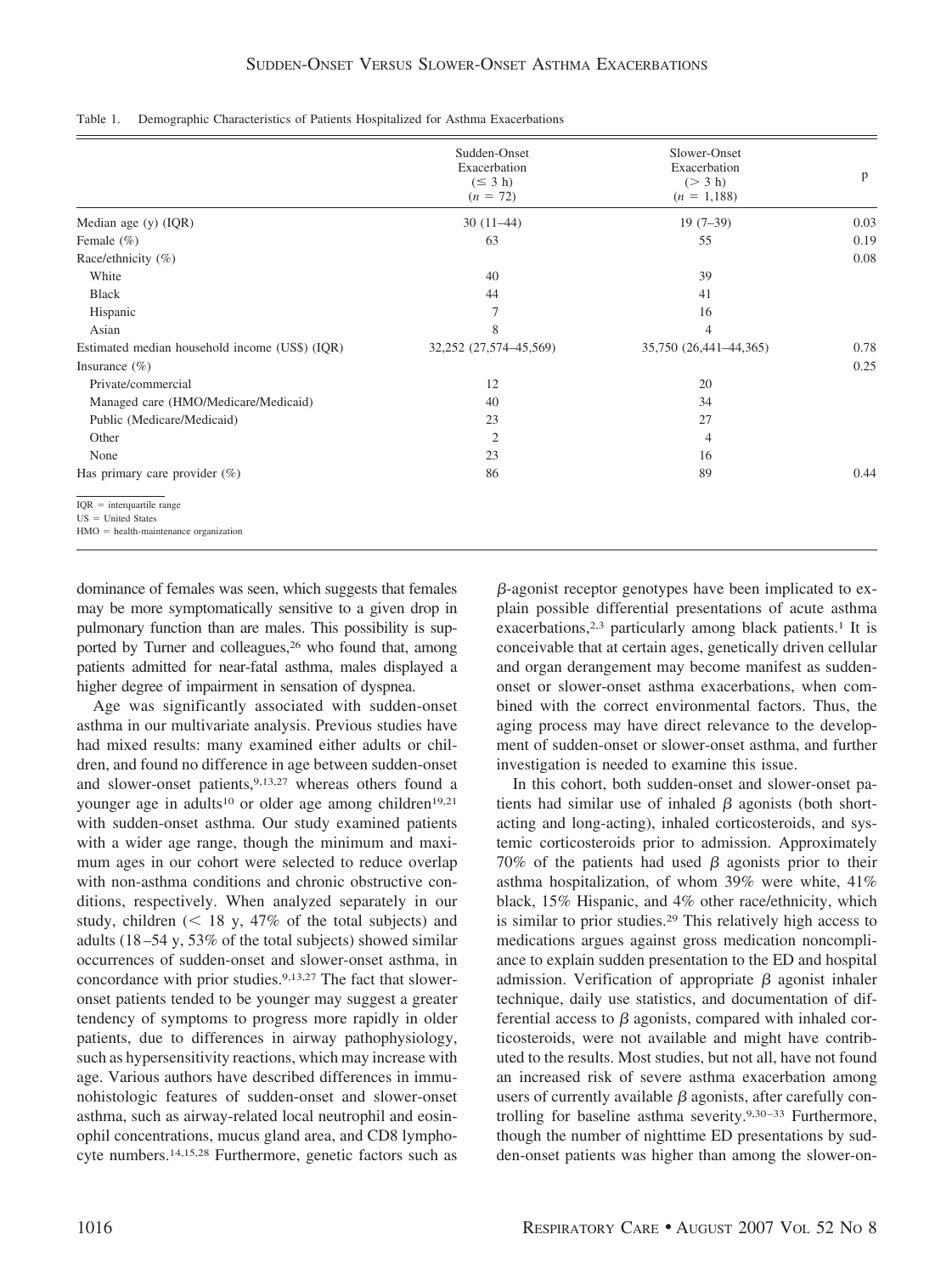Table 1. Demographic Characteristics of Patients Hospitalized for Asthma Exacerbations

| | Sudden-Onset Exacerbation ($\leq$ 3 h) ($n$ = 72) | Slower-Onset Exacerbation (> 3 h) ($n$ = 1,188) | p |
|---|---|---|---|
| Median age (y) (IQR) | 30 (11–44) | 19 (7–39) | 0.03 |
| Female (%) | 63 | 55 | 0.19 |
| Race/ethnicity (%) | | | 0.08 |
| White | 40 | 39 | |
| Black | 44 | 41 | |
| Hispanic | 7 | 16 | |
| Asian | 8 | 4 | |
| Estimated median household income (US$) (IQR) | 32,252 (27,574–45,569) | 35,750 (26,441–44,365) | 0.78 |
| Insurance (%) | | | 0.25 |
| Private/commercial | 12 | 20 | |
| Managed care (HMO/Medicare/Medicaid) | 40 | 34 | |
| Public (Medicare/Medicaid) | 23 | 27 | |
| Other | 2 | 4 | |
| None | 23 | 16 | |
| Has primary care provider (%) | 86 | 89 | 0.44 |

IQR = interquartile range
US = United States
HMO = health-maintenance organization

dominance of females was seen, which suggests that females may be more symptomatically sensitive to a given drop in pulmonary function than are males. This possibility is supported by Turner and colleagues,[26] who found that, among patients admitted for near-fatal asthma, males displayed a higher degree of impairment in sensation of dyspnea.

Age was significantly associated with sudden-onset asthma in our multivariate analysis. Previous studies have had mixed results: many examined either adults or children, and found no difference in age between sudden-onset and slower-onset patients,[9,13,27] whereas others found a younger age in adults[10] or older age among children[19,21] with sudden-onset asthma. Our study examined patients with a wider age range, though the minimum and maximum ages in our cohort were selected to reduce overlap with non-asthma conditions and chronic obstructive conditions, respectively. When analyzed separately in our study, children (< 18 y, 47% of the total subjects) and adults (18–54 y, 53% of the total subjects) showed similar occurrences of sudden-onset and slower-onset asthma, in concordance with prior studies.[9,13,27] The fact that slower-onset patients tended to be younger may suggest a greater tendency of symptoms to progress more rapidly in older patients, due to differences in airway pathophysiology, such as hypersensitivity reactions, which may increase with age. Various authors have described differences in immunohistologic features of sudden-onset and slower-onset asthma, such as airway-related local neutrophil and eosinophil concentrations, mucus gland area, and CD8 lymphocyte numbers.[14,15,28] Furthermore, genetic factors such as $\beta$-agonist receptor genotypes have been implicated to explain possible differential presentations of acute asthma exacerbations,[2,3] particularly among black patients.[1] It is conceivable that at certain ages, genetically driven cellular and organ derangement may become manifest as sudden-onset or slower-onset asthma exacerbations, when combined with the correct environmental factors. Thus, the aging process may have direct relevance to the development of sudden-onset or slower-onset asthma, and further investigation is needed to examine this issue.

In this cohort, both sudden-onset and slower-onset patients had similar use of inhaled $\beta$ agonists (both short-acting and long-acting), inhaled corticosteroids, and systemic corticosteroids prior to admission. Approximately 70% of the patients had used $\beta$ agonists prior to their asthma hospitalization, of whom 39% were white, 41% black, 15% Hispanic, and 4% other race/ethnicity, which is similar to prior studies.[29] This relatively high access to medications argues against gross medication noncompliance to explain sudden presentation to the ED and hospital admission. Verification of appropriate $\beta$ agonist inhaler technique, daily use statistics, and documentation of differential access to $\beta$ agonists, compared with inhaled corticosteroids, were not available and might have contributed to the results. Most studies, but not all, have not found an increased risk of severe asthma exacerbation among users of currently available $\beta$ agonists, after carefully controlling for baseline asthma severity.[9,30–33] Furthermore, though the number of nighttime ED presentations by sudden-onset patients was higher than among the slower-on-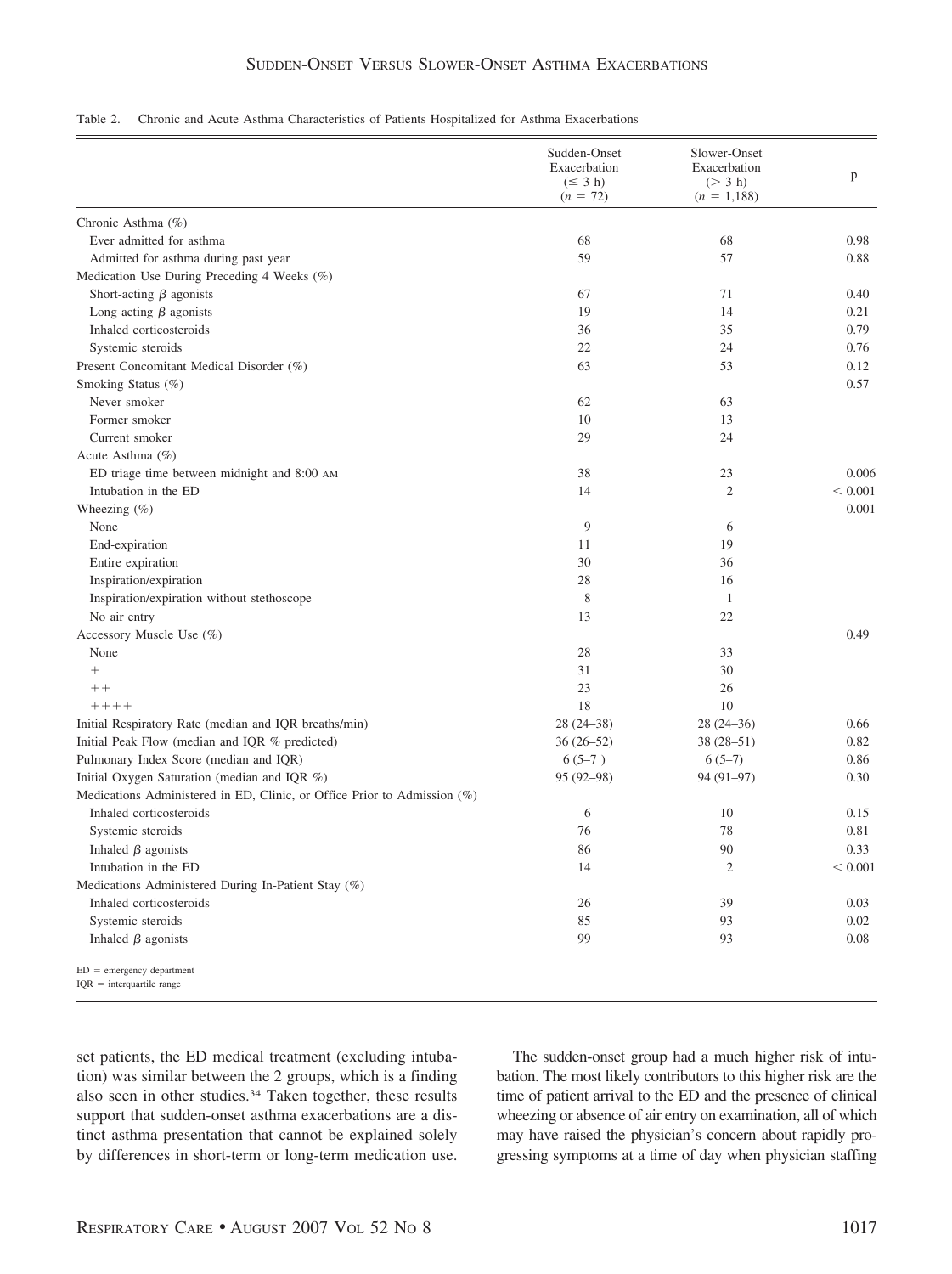Table 2. Chronic and Acute Asthma Characteristics of Patients Hospitalized for Asthma Exacerbations

| | Sudden-Onset Exacerbation (≤ 3 h) (*n* = 72) | Slower-Onset Exacerbation (> 3 h) (*n* = 1,188) | p |
|---|---|---|---|
| Chronic Asthma (%) | | | |
| Ever admitted for asthma | 68 | 68 | 0.98 |
| Admitted for asthma during past year | 59 | 57 | 0.88 |
| Medication Use During Preceding 4 Weeks (%) | | | |
| Short-acting β agonists | 67 | 71 | 0.40 |
| Long-acting β agonists | 19 | 14 | 0.21 |
| Inhaled corticosteroids | 36 | 35 | 0.79 |
| Systemic steroids | 22 | 24 | 0.76 |
| Present Concomitant Medical Disorder (%) | 63 | 53 | 0.12 |
| Smoking Status (%) | | | 0.57 |
| Never smoker | 62 | 63 | |
| Former smoker | 10 | 13 | |
| Current smoker | 29 | 24 | |
| Acute Asthma (%) | | | |
| ED triage time between midnight and 8:00 AM | 38 | 23 | 0.006 |
| Intubation in the ED | 14 | 2 | < 0.001 |
| Wheezing (%) | | | 0.001 |
| None | 9 | 6 | |
| End-expiration | 11 | 19 | |
| Entire expiration | 30 | 36 | |
| Inspiration/expiration | 28 | 16 | |
| Inspiration/expiration without stethoscope | 8 | 1 | |
| No air entry | 13 | 22 | |
| Accessory Muscle Use (%) | | | 0.49 |
| None | 28 | 33 | |
| + | 31 | 30 | |
| ++ | 23 | 26 | |
| ++++ | 18 | 10 | |
| Initial Respiratory Rate (median and IQR breaths/min) | 28 (24–38) | 28 (24–36) | 0.66 |
| Initial Peak Flow (median and IQR % predicted) | 36 (26–52) | 38 (28–51) | 0.82 |
| Pulmonary Index Score (median and IQR) | 6 (5–7 ) | 6 (5–7) | 0.86 |
| Initial Oxygen Saturation (median and IQR %) | 95 (92–98) | 94 (91–97) | 0.30 |
| Medications Administered in ED, Clinic, or Office Prior to Admission (%) | | | |
| Inhaled corticosteroids | 6 | 10 | 0.15 |
| Systemic steroids | 76 | 78 | 0.81 |
| Inhaled β agonists | 86 | 90 | 0.33 |
| Intubation in the ED | 14 | 2 | < 0.001 |
| Medications Administered During In-Patient Stay (%) | | | |
| Inhaled corticosteroids | 26 | 39 | 0.03 |
| Systemic steroids | 85 | 93 | 0.02 |
| Inhaled β agonists | 99 | 93 | 0.08 |

ED = emergency department
IQR = interquartile range

set patients, the ED medical treatment (excluding intubation) was similar between the 2 groups, which is a finding also seen in other studies.[34] Taken together, these results support that sudden-onset asthma exacerbations are a distinct asthma presentation that cannot be explained solely by differences in short-term or long-term medication use.

The sudden-onset group had a much higher risk of intubation. The most likely contributors to this higher risk are the time of patient arrival to the ED and the presence of clinical wheezing or absence of air entry on examination, all of which may have raised the physician's concern about rapidly progressing symptoms at a time of day when physician staffing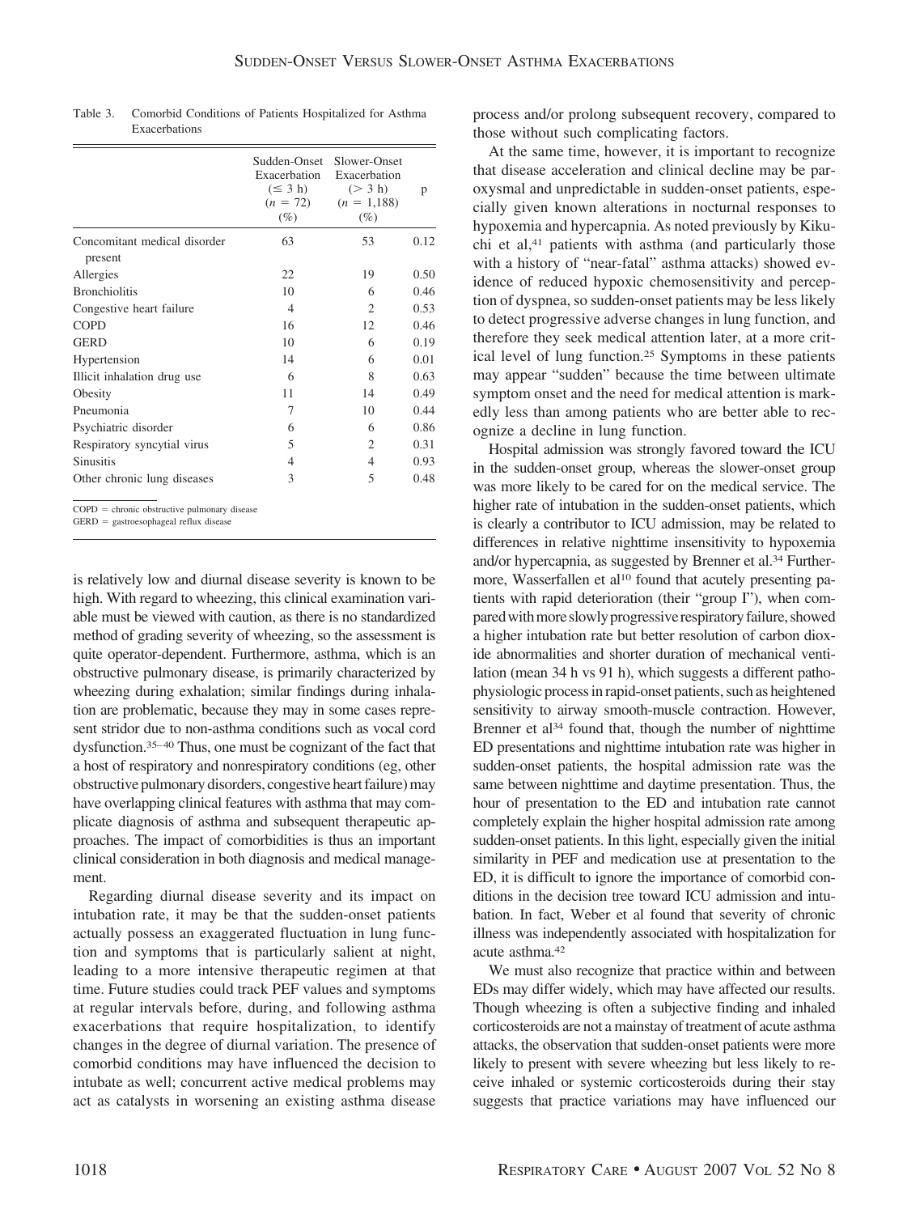Table 3. Comorbid Conditions of Patients Hospitalized for Asthma Exacerbations

| | Sudden-Onset Exacerbation (≤ 3 h) ($n$ = 72) (%) | Slower-Onset Exacerbation (> 3 h) ($n$ = 1,188) (%) | p |
|---|---|---|---|
| Concomitant medical disorder present | 63 | 53 | 0.12 |
| Allergies | 22 | 19 | 0.50 |
| Bronchiolitis | 10 | 6 | 0.46 |
| Congestive heart failure | 4 | 2 | 0.53 |
| COPD | 16 | 12 | 0.46 |
| GERD | 10 | 6 | 0.19 |
| Hypertension | 14 | 6 | 0.01 |
| Illicit inhalation drug use | 6 | 8 | 0.63 |
| Obesity | 11 | 14 | 0.49 |
| Pneumonia | 7 | 10 | 0.44 |
| Psychiatric disorder | 6 | 6 | 0.86 |
| Respiratory syncytial virus | 5 | 2 | 0.31 |
| Sinusitis | 4 | 4 | 0.93 |
| Other chronic lung diseases | 3 | 5 | 0.48 |

COPD = chronic obstructive pulmonary disease
GERD = gastroesophageal reflux disease

is relatively low and diurnal disease severity is known to be high. With regard to wheezing, this clinical examination variable must be viewed with caution, as there is no standardized method of grading severity of wheezing, so the assessment is quite operator-dependent. Furthermore, asthma, which is an obstructive pulmonary disease, is primarily characterized by wheezing during exhalation; similar findings during inhalation are problematic, because they may in some cases represent stridor due to non-asthma conditions such as vocal cord dysfunction.[35–40] Thus, one must be cognizant of the fact that a host of respiratory and nonrespiratory conditions (eg, other obstructive pulmonary disorders, congestive heart failure) may have overlapping clinical features with asthma that may complicate diagnosis of asthma and subsequent therapeutic approaches. The impact of comorbidities is thus an important clinical consideration in both diagnosis and medical management.

Regarding diurnal disease severity and its impact on intubation rate, it may be that the sudden-onset patients actually possess an exaggerated fluctuation in lung function and symptoms that is particularly salient at night, leading to a more intensive therapeutic regimen at that time. Future studies could track PEF values and symptoms at regular intervals before, during, and following asthma exacerbations that require hospitalization, to identify changes in the degree of diurnal variation. The presence of comorbid conditions may have influenced the decision to intubate as well; concurrent active medical problems may act as catalysts in worsening an existing asthma disease process and/or prolong subsequent recovery, compared to those without such complicating factors.

At the same time, however, it is important to recognize that disease acceleration and clinical decline may be paroxysmal and unpredictable in sudden-onset patients, especially given known alterations in nocturnal responses to hypoxemia and hypercapnia. As noted previously by Kikuchi et al,[41] patients with asthma (and particularly those with a history of "near-fatal" asthma attacks) showed evidence of reduced hypoxic chemosensitivity and perception of dyspnea, so sudden-onset patients may be less likely to detect progressive adverse changes in lung function, and therefore they seek medical attention later, at a more critical level of lung function.[25] Symptoms in these patients may appear "sudden" because the time between ultimate symptom onset and the need for medical attention is markedly less than among patients who are better able to recognize a decline in lung function.

Hospital admission was strongly favored toward the ICU in the sudden-onset group, whereas the slower-onset group was more likely to be cared for on the medical service. The higher rate of intubation in the sudden-onset patients, which is clearly a contributor to ICU admission, may be related to differences in relative nighttime insensitivity to hypoxemia and/or hypercapnia, as suggested by Brenner et al.[34] Furthermore, Wasserfallen et al[10] found that acutely presenting patients with rapid deterioration (their "group I"), when compared with more slowly progressive respiratory failure, showed a higher intubation rate but better resolution of carbon dioxide abnormalities and shorter duration of mechanical ventilation (mean 34 h vs 91 h), which suggests a different pathophysiologic process in rapid-onset patients, such as heightened sensitivity to airway smooth-muscle contraction. However, Brenner et al[34] found that, though the number of nighttime ED presentations and nighttime intubation rate was higher in sudden-onset patients, the hospital admission rate was the same between nighttime and daytime presentation. Thus, the hour of presentation to the ED and intubation rate cannot completely explain the higher hospital admission rate among sudden-onset patients. In this light, especially given the initial similarity in PEF and medication use at presentation to the ED, it is difficult to ignore the importance of comorbid conditions in the decision tree toward ICU admission and intubation. In fact, Weber et al found that severity of chronic illness was independently associated with hospitalization for acute asthma.[42]

We must also recognize that practice within and between EDs may differ widely, which may have affected our results. Though wheezing is often a subjective finding and inhaled corticosteroids are not a mainstay of treatment of acute asthma attacks, the observation that sudden-onset patients were more likely to present with severe wheezing but less likely to receive inhaled or systemic corticosteroids during their stay suggests that practice variations may have influenced our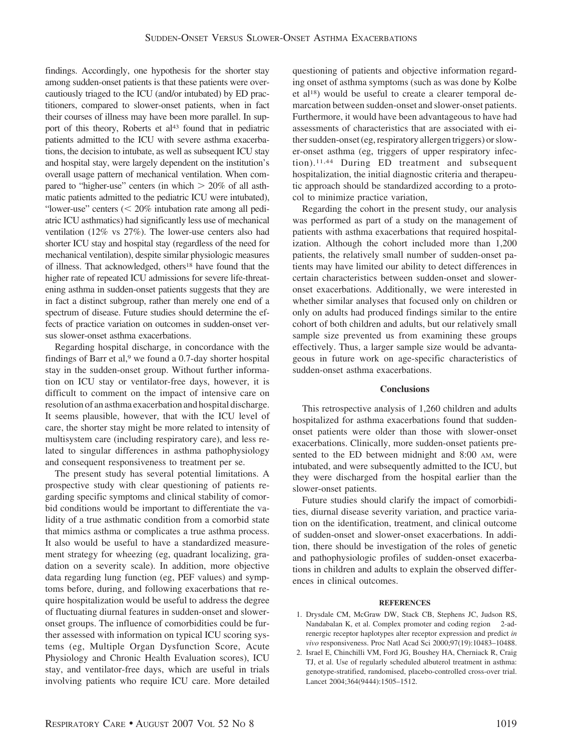findings. Accordingly, one hypothesis for the shorter stay among sudden-onset patients is that these patients were over-cautiously triaged to the ICU (and/or intubated) by ED practitioners, compared to slower-onset patients, when in fact their courses of illness may have been more parallel. In support of this theory, Roberts et al[43] found that in pediatric patients admitted to the ICU with severe asthma exacerbations, the decision to intubate, as well as subsequent ICU stay and hospital stay, were largely dependent on the institution's overall usage pattern of mechanical ventilation. When compared to "higher-use" centers (in which > 20% of all asthmatic patients admitted to the pediatric ICU were intubated), "lower-use" centers (< 20% intubation rate among all pediatric ICU asthmatics) had significantly less use of mechanical ventilation (12% vs 27%). The lower-use centers also had shorter ICU stay and hospital stay (regardless of the need for mechanical ventilation), despite similar physiologic measures of illness. That acknowledged, others[18] have found that the higher rate of repeated ICU admissions for severe life-threatening asthma in sudden-onset patients suggests that they are in fact a distinct subgroup, rather than merely one end of a spectrum of disease. Future studies should determine the effects of practice variation on outcomes in sudden-onset versus slower-onset asthma exacerbations.

Regarding hospital discharge, in concordance with the findings of Barr et al,[9] we found a 0.7-day shorter hospital stay in the sudden-onset group. Without further information on ICU stay or ventilator-free days, however, it is difficult to comment on the impact of intensive care on resolution of an asthma exacerbation and hospital discharge. It seems plausible, however, that with the ICU level of care, the shorter stay might be more related to intensity of multisystem care (including respiratory care), and less related to singular differences in asthma pathophysiology and consequent responsiveness to treatment per se.

The present study has several potential limitations. A prospective study with clear questioning of patients regarding specific symptoms and clinical stability of comorbid conditions would be important to differentiate the validity of a true asthmatic condition from a comorbid state that mimics asthma or complicates a true asthma process. It also would be useful to have a standardized measurement strategy for wheezing (eg, quadrant localizing, gradation on a severity scale). In addition, more objective data regarding lung function (eg, PEF values) and symptoms before, during, and following exacerbations that require hospitalization would be useful to address the degree of fluctuating diurnal features in sudden-onset and slower-onset groups. The influence of comorbidities could be further assessed with information on typical ICU scoring systems (eg, Multiple Organ Dysfunction Score, Acute Physiology and Chronic Health Evaluation scores), ICU stay, and ventilator-free days, which are useful in trials involving patients who require ICU care. More detailed questioning of patients and objective information regarding onset of asthma symptoms (such as was done by Kolbe et al[18]) would be useful to create a clearer temporal demarcation between sudden-onset and slower-onset patients. Furthermore, it would have been advantageous to have had assessments of characteristics that are associated with either sudden-onset (eg, respiratory allergen triggers) or slower-onset asthma (eg, triggers of upper respiratory infection).[11,44] During ED treatment and subsequent hospitalization, the initial diagnostic criteria and therapeutic approach should be standardized according to a protocol to minimize practice variation,

Regarding the cohort in the present study, our analysis was performed as part of a study on the management of patients with asthma exacerbations that required hospitalization. Although the cohort included more than 1,200 patients, the relatively small number of sudden-onset patients may have limited our ability to detect differences in certain characteristics between sudden-onset and slower-onset exacerbations. Additionally, we were interested in whether similar analyses that focused only on children or only on adults had produced findings similar to the entire cohort of both children and adults, but our relatively small sample size prevented us from examining these groups effectively. Thus, a larger sample size would be advantageous in future work on age-specific characteristics of sudden-onset asthma exacerbations.

## Conclusions

This retrospective analysis of 1,260 children and adults hospitalized for asthma exacerbations found that sudden-onset patients were older than those with slower-onset exacerbations. Clinically, more sudden-onset patients presented to the ED between midnight and 8:00 AM, were intubated, and were subsequently admitted to the ICU, but they were discharged from the hospital earlier than the slower-onset patients.

Future studies should clarify the impact of comorbidities, diurnal disease severity variation, and practice variation on the identification, treatment, and clinical outcome of sudden-onset and slower-onset exacerbations. In addition, there should be investigation of the roles of genetic and pathophysiologic profiles of sudden-onset exacerbations in children and adults to explain the observed differences in clinical outcomes.

### REFERENCES

1. Drysdale CM, McGraw DW, Stack CB, Stephens JC, Judson RS, Nandabalan K, et al. Complex promoter and coding region 2-adrenergic receptor haplotypes alter receptor expression and predict *in vivo* responsiveness. Proc Natl Acad Sci 2000;97(19):10483–10488.
2. Israel E, Chinchilli VM, Ford JG, Boushey HA, Cherniack R, Craig TJ, et al. Use of regularly scheduled albuterol treatment in asthma: genotype-stratified, randomised, placebo-controlled cross-over trial. Lancet 2004;364(9444):1505–1512.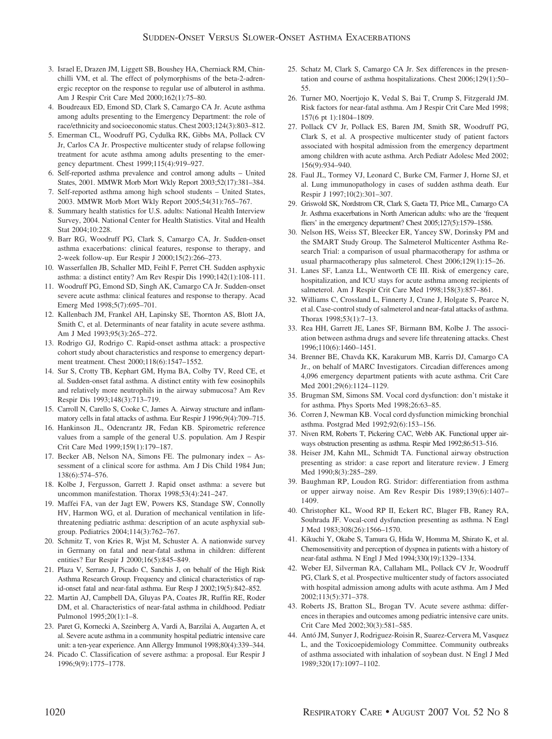3. Israel E, Drazen JM, Liggett SB, Boushey HA, Cherniack RM, Chinchilli VM, et al. The effect of polymorphisms of the beta-2-adrenergic receptor on the response to regular use of albuterol in asthma. Am J Respir Crit Care Med 2000;162(1):75–80.
4. Boudreaux ED, Emond SD, Clark S, Camargo CA Jr. Acute asthma among adults presenting to the Emergency Department: the role of race/ethnicity and socioeconomic status. Chest 2003;124(3):803–812.
5. Emerman CL, Woodruff PG, Cydulka RK, Gibbs MA, Pollack CV Jr, Carlos CA Jr. Prospective multicenter study of relapse following treatment for acute asthma among adults presenting to the emergency department. Chest 1999;115(4):919–927.
6. Self-reported asthma prevalence and control among adults – United States, 2001. MMWR Morb Mort Wkly Report 2003;52(17):381–384.
7. Self-reported asthma among high school students – United States, 2003. MMWR Morb Mort Wkly Report 2005;54(31):765–767.
8. Summary health statistics for U.S. adults: National Health Interview Survey, 2004. National Center for Health Statistics. Vital and Health Stat 2004;10:228.
9. Barr RG, Woodruff PG, Clark S, Camargo CA, Jr. Sudden-onset asthma exacerbations: clinical features, response to therapy, and 2-week follow-up. Eur Respir J 2000;15(2):266–273.
10. Wasserfallen JB, Schaller MD, Feihl F, Perret CH. Sudden asphyxic asthma: a distinct entity? Am Rev Respir Dis 1990;142(1):108-111.
11. Woodruff PG, Emond SD, Singh AK, Camargo CA Jr. Sudden-onset severe acute asthma: clinical features and response to therapy. Acad Emerg Med 1998;5(7):695–701.
12. Kallenbach JM, Frankel AH, Lapinsky SE, Thornton AS, Blott JA, Smith C, et al. Determinants of near fatality in acute severe asthma. Am J Med 1993;95(3):265–272.
13. Rodrigo GJ, Rodrigo C. Rapid-onset asthma attack: a prospective cohort study about characteristics and response to emergency department treatment. Chest 2000;118(6):1547–1552.
14. Sur S, Crotty TB, Kephart GM, Hyma BA, Colby TV, Reed CE, et al. Sudden-onset fatal asthma. A distinct entity with few eosinophils and relatively more neutrophils in the airway submucosa? Am Rev Respir Dis 1993;148(3):713–719.
15. Carroll N, Carello S, Cooke C, James A. Airway structure and inflammatory cells in fatal attacks of asthma. Eur Respir J 1996;9(4):709–715.
16. Hankinson JL, Odencrantz JR, Fedan KB. Spirometric reference values from a sample of the general U.S. population. Am J Respir Crit Care Med 1999;159(1):179–187.
17. Becker AB, Nelson NA, Simons FE. The pulmonary index – Assessment of a clinical score for asthma. Am J Dis Child 1984 Jun; 138(6):574–576.
18. Kolbe J, Fergusson, Garrett J. Rapid onset asthma: a severe but uncommon manifestation. Thorax 1998;53(4):241–247.
19. Maffei FA, van der Jagt EW, Powers KS, Standage SW, Connolly HV, Harmon WG, et al. Duration of mechanical ventilation in life-threatening pediatric asthma: description of an acute asphyxial subgroup. Pediatrics 2004;114(3):762–767.
20. Schmitz T, von Kries R, Wjst M, Schuster A. A nationwide survey in Germany on fatal and near-fatal asthma in children: different entities? Eur Respir J 2000;16(5):845–849.
21. Plaza V, Serrano J, Picado C, Sanchis J, on behalf of the High Risk Asthma Research Group. Frequency and clinical characteristics of rapid-onset fatal and near-fatal asthma. Eur Resp J 2002;19(5):842–852.
22. Martin AJ, Campbell DA, Gluyas PA, Coates JR, Ruffin RE, Roder DM, et al. Characteristics of near-fatal asthma in childhood. Pediatr Pulmonol 1995;20(1):1–8.
23. Paret G, Kornecki A, Szeinberg A, Vardi A, Barzilai A, Augarten A, et al. Severe acute asthma in a community hospital pediatric intensive care unit: a ten-year experience. Ann Allergy Immunol 1998;80(4):339–344.
24. Picado C. Classification of severe asthma: a proposal. Eur Respir J 1996;9(9):1775–1778.
25. Schatz M, Clark S, Camargo CA Jr. Sex differences in the presentation and course of asthma hospitalizations. Chest 2006;129(1):50–55.
26. Turner MO, Noertjojo K, Vedal S, Bai T, Crump S, Fitzgerald JM. Risk factors for near-fatal asthma. Am J Respir Crit Care Med 1998; 157(6 pt 1):1804–1809.
27. Pollack CV Jr, Pollack ES, Baren JM, Smith SR, Woodruff PG, Clark S, et al. A prospective multicenter study of patient factors associated with hospital admission from the emergency department among children with acute asthma. Arch Pediatr Adolesc Med 2002; 156(9):934–940.
28. Faul JL, Tormey VJ, Leonard C, Burke CM, Farmer J, Horne SJ, et al. Lung immunopathology in cases of sudden asthma death. Eur Respir J 1997;10(2):301–307.
29. Griswold SK, Nordstrom CR, Clark S, Gaeta TJ, Price ML, Camargo CA Jr. Asthma exacerbations in North American adults: who are the 'frequent fliers' in the emergency department? Chest 2005;127(5):1579–1586.
30. Nelson HS, Weiss ST, Bleecker ER, Yancey SW, Dorinsky PM and the SMART Study Group. The Salmeterol Multicenter Asthma Research Trial: a comparison of usual pharmacotherapy for asthma or usual pharmacotherapy plus salmeterol. Chest 2006;129(1):15–26.
31. Lanes SF, Lanza LL, Wentworth CE III. Risk of emergency care, hospitalization, and ICU stays for acute asthma among recipients of salmeterol. Am J Respir Crit Care Med 1998;158(3):857–861.
32. Williams C, Crossland L, Finnerty J, Crane J, Holgate S, Pearce N, et al. Case-control study of salmeterol and near-fatal attacks of asthma. Thorax 1998;53(1):7–13.
33. Rea HH, Garrett JE, Lanes SF, Birmann BM, Kolbe J. The association between asthma drugs and severe life threatening attacks. Chest 1996;110(6):1460–1451.
34. Brenner BE, Chavda KK, Karakurum MB, Karris DJ, Camargo CA Jr., on behalf of MARC Investigators. Circadian differences among 4,096 emergency department patients with acute asthma. Crit Care Med 2001;29(6):1124–1129.
35. Brugman SM, Simons SM. Vocal cord dysfunction: don't mistake it for asthma. Phys Sports Med 1998;26:63–85.
36. Corren J, Newman KB. Vocal cord dysfunction mimicking bronchial asthma. Postgrad Med 1992;92(6):153–156.
37. Niven RM, Roberts T, Pickering CAC, Webb AK. Functional upper airways obstruction presenting as asthma. Respir Med 1992;86:513–516.
38. Heiser JM, Kahn ML, Schmidt TA. Functional airway obstruction presenting as stridor: a case report and literature review. J Emerg Med 1990;8(3):285–289.
39. Baughman RP, Loudon RG. Stridor: differentiation from asthma or upper airway noise. Am Rev Respir Dis 1989;139(6):1407–1409.
40. Christopher KL, Wood RP II, Eckert RC, Blager FB, Raney RA, Souhrada JF. Vocal-cord dysfunction presenting as asthma. N Engl J Med 1983;308(26):1566–1570.
41. Kikuchi Y, Okabe S, Tamura G, Hida W, Homma M, Shirato K, et al. Chemosensitivity and perception of dyspnea in patients with a history of near-fatal asthma. N Engl J Med 1994;330(19):1329–1334.
42. Weber EJ, Silverman RA, Callaham ML, Pollack CV Jr, Woodruff PG, Clark S, et al. Prospective multicenter study of factors associated with hospital admission among adults with acute asthma. Am J Med 2002;113(5):371–378.
43. Roberts JS, Bratton SL, Brogan TV. Acute severe asthma: differences in therapies and outcomes among pediatric intensive care units. Crit Care Med 2002;30(3):581–585.
44. Antó JM, Sunyer J, Rodriguez-Roisin R, Suarez-Cervera M, Vasquez L, and the Toxicoepidemiology Committee. Community outbreaks of asthma associated with inhalation of soybean dust. N Engl J Med 1989;320(17):1097–1102.